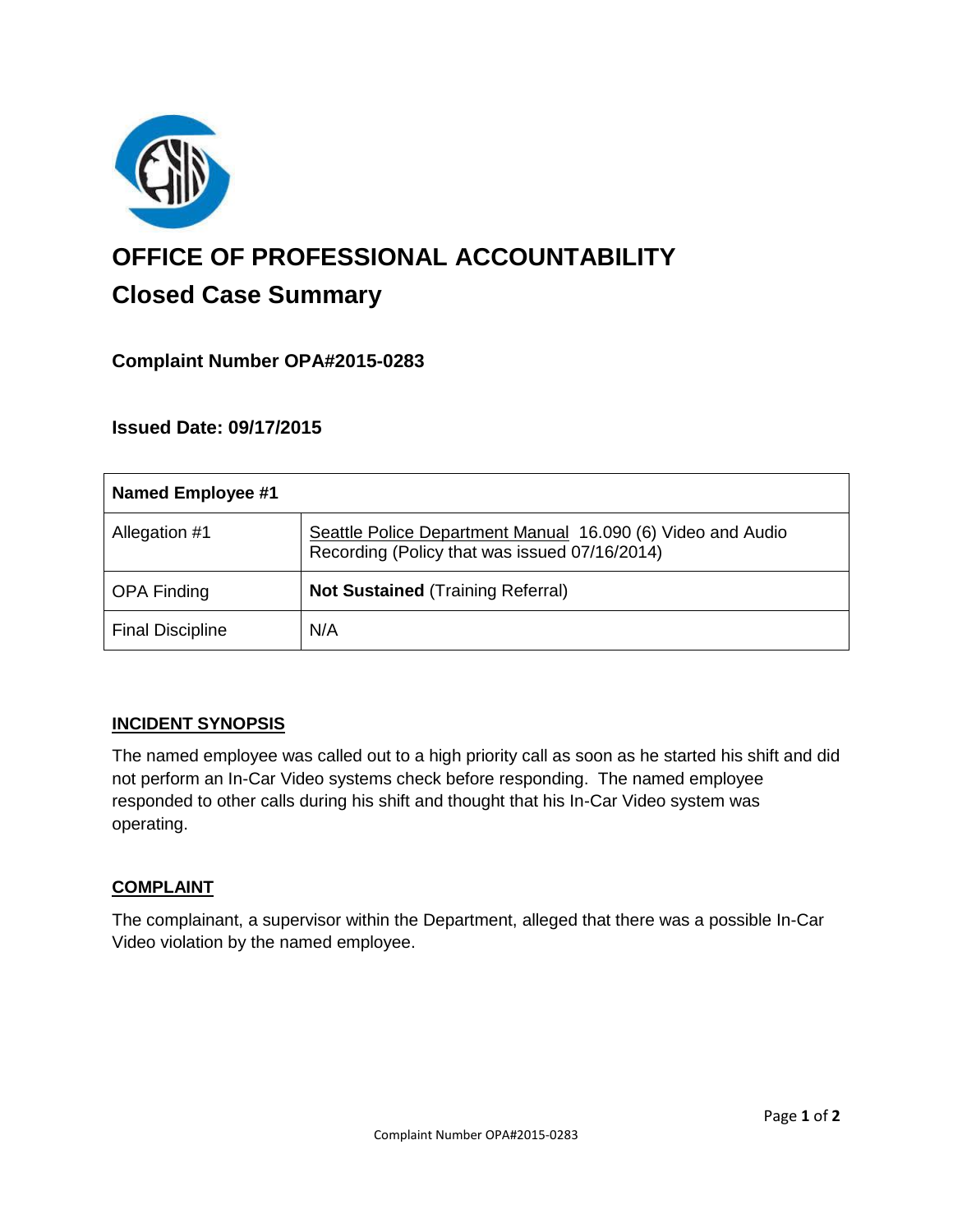# OFFICE OF PROFESSIONAL ACCOUNTABILITY

## Closed Case Summary

### Complaint Number OPA#2015-0283

### Issued Date: 09/17/2015

| Named Employee #1 | |
|---|---|
| Allegation #1 | Seattle Police Department Manual 16.090 (6) Video and Audio Recording (Policy that was issued 07/16/2014) |
| OPA Finding | **Not Sustained** (Training Referral) |
| Final Discipline | N/A |

**INCIDENT SYNOPSIS**

The named employee was called out to a high priority call as soon as he started his shift and did not perform an In-Car Video systems check before responding. The named employee responded to other calls during his shift and thought that his In-Car Video system was operating.

**COMPLAINT**

The complainant, a supervisor within the Department, alleged that there was a possible In-Car Video violation by the named employee.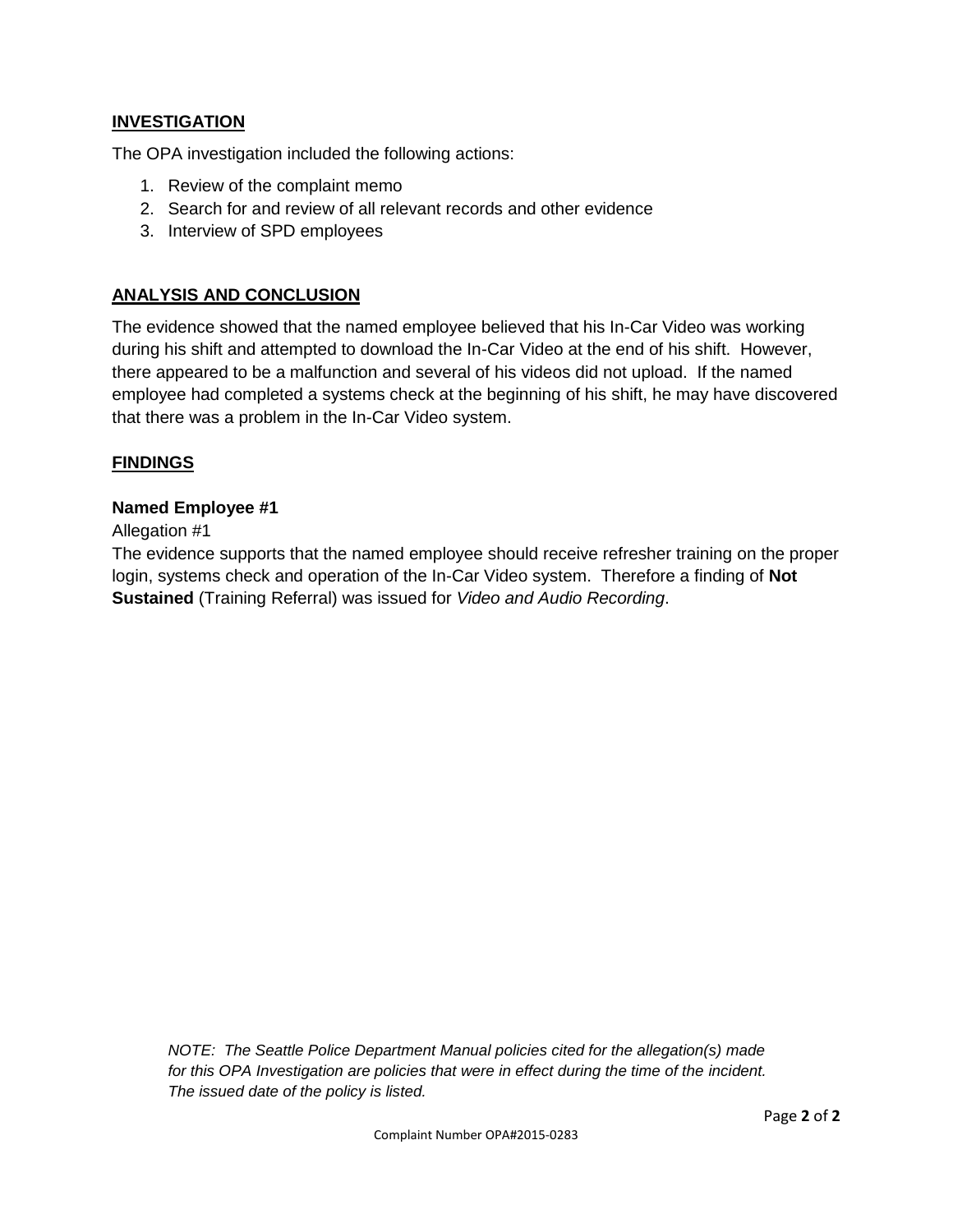## INVESTIGATION

The OPA investigation included the following actions:

1. Review of the complaint memo
2. Search for and review of all relevant records and other evidence
3. Interview of SPD employees

## ANALYSIS AND CONCLUSION

The evidence showed that the named employee believed that his In-Car Video was working during his shift and attempted to download the In-Car Video at the end of his shift. However, there appeared to be a malfunction and several of his videos did not upload. If the named employee had completed a systems check at the beginning of his shift, he may have discovered that there was a problem in the In-Car Video system.

## FINDINGS

**Named Employee #1**

Allegation #1

The evidence supports that the named employee should receive refresher training on the proper login, systems check and operation of the In-Car Video system. Therefore a finding of **Not Sustained** (Training Referral) was issued for *Video and Audio Recording*.

*NOTE: The Seattle Police Department Manual policies cited for the allegation(s) made for this OPA Investigation are policies that were in effect during the time of the incident. The issued date of the policy is listed.*

Complaint Number OPA#2015-0283